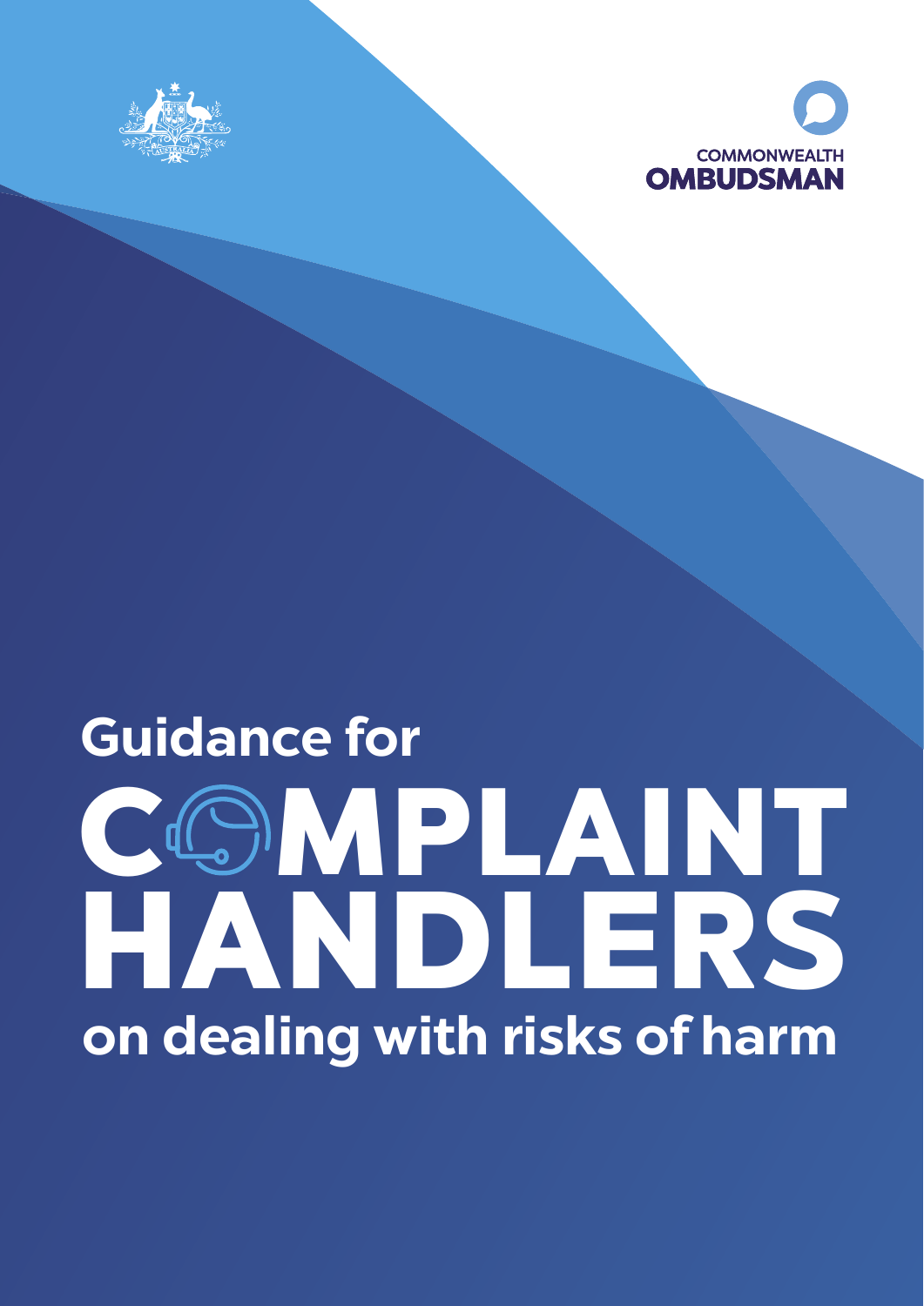COMMONWEALTH OMBUDSMAN

# Guidance for COMPLAINT HANDLERS on dealing with risks of harm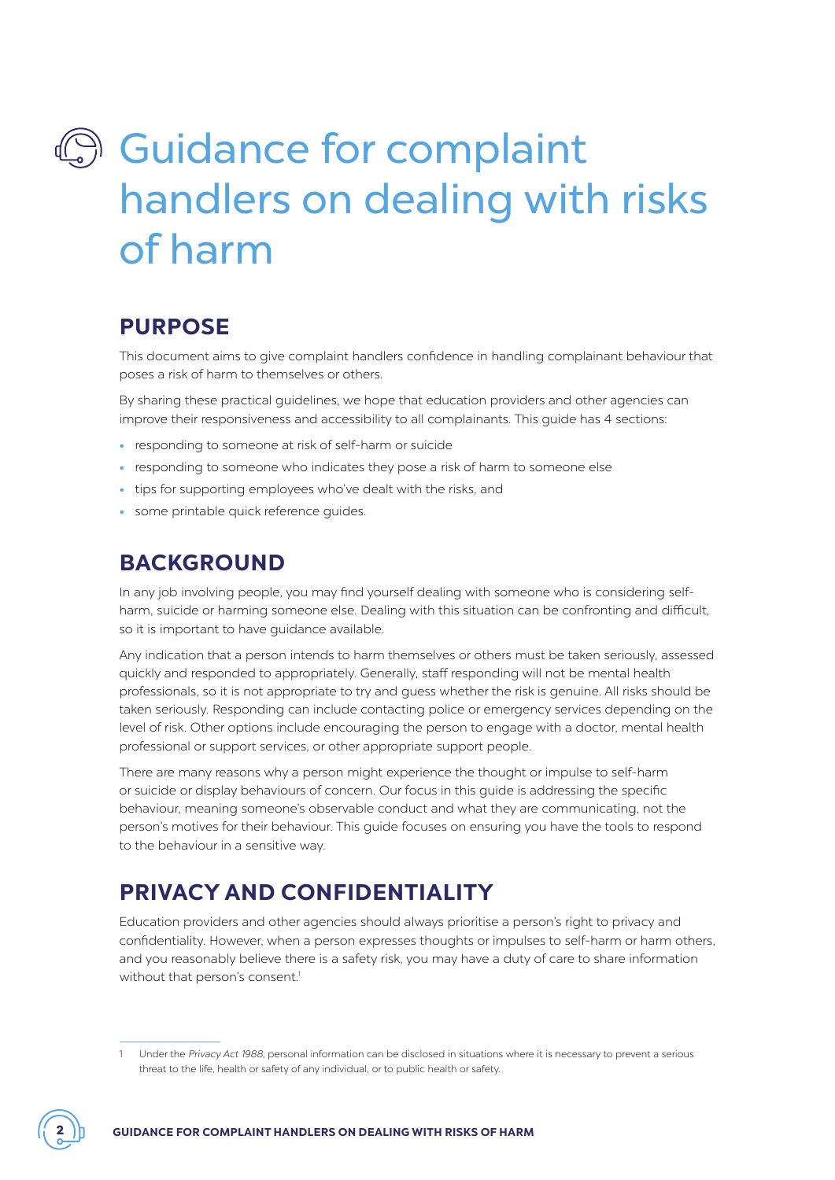# Guidance for complaint handlers on dealing with risks of harm

## PURPOSE

This document aims to give complaint handlers confidence in handling complainant behaviour that poses a risk of harm to themselves or others.

By sharing these practical guidelines, we hope that education providers and other agencies can improve their responsiveness and accessibility to all complainants. This guide has 4 sections:

- responding to someone at risk of self-harm or suicide
- responding to someone who indicates they pose a risk of harm to someone else
- tips for supporting employees who've dealt with the risks, and
- some printable quick reference guides.

## BACKGROUND

In any job involving people, you may find yourself dealing with someone who is considering self-harm, suicide or harming someone else. Dealing with this situation can be confronting and difficult, so it is important to have guidance available.

Any indication that a person intends to harm themselves or others must be taken seriously, assessed quickly and responded to appropriately. Generally, staff responding will not be mental health professionals, so it is not appropriate to try and guess whether the risk is genuine. All risks should be taken seriously. Responding can include contacting police or emergency services depending on the level of risk. Other options include encouraging the person to engage with a doctor, mental health professional or support services, or other appropriate support people.

There are many reasons why a person might experience the thought or impulse to self-harm or suicide or display behaviours of concern. Our focus in this guide is addressing the specific behaviour, meaning someone's observable conduct and what they are communicating, not the person's motives for their behaviour. This guide focuses on ensuring you have the tools to respond to the behaviour in a sensitive way.

## PRIVACY AND CONFIDENTIALITY

Education providers and other agencies should always prioritise a person's right to privacy and confidentiality. However, when a person expresses thoughts or impulses to self-harm or harm others, and you reasonably believe there is a safety risk, you may have a duty of care to share information without that person's consent.[1]

---

1 Under the *Privacy Act 1988*, personal information can be disclosed in situations where it is necessary to prevent a serious threat to the life, health or safety of any individual, or to public health or safety.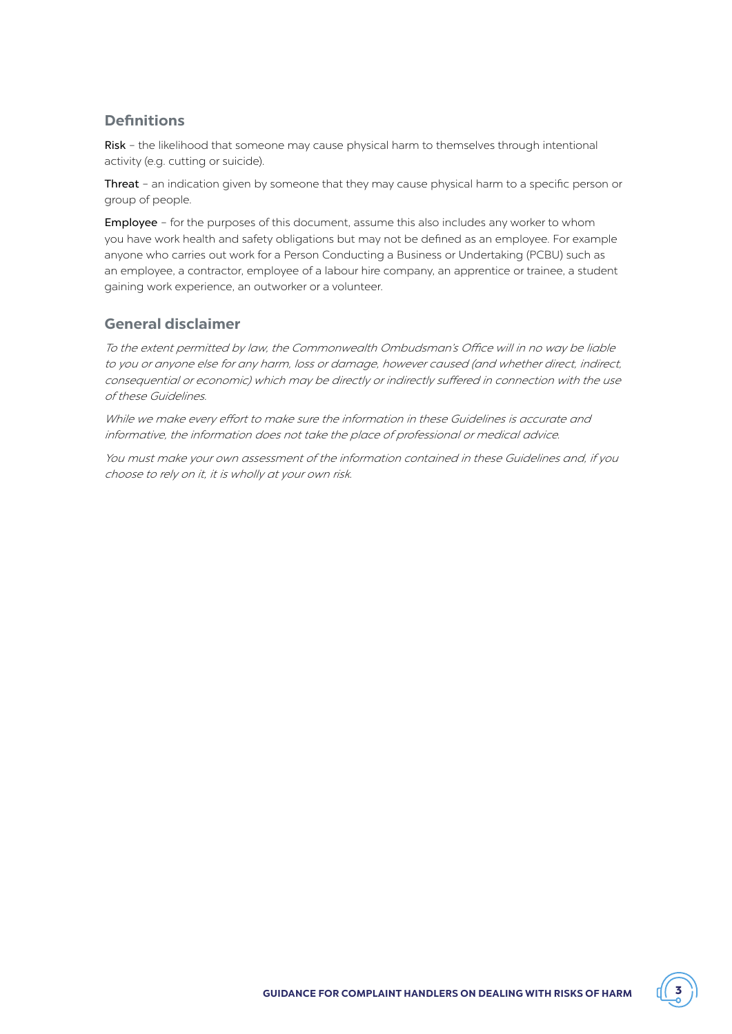## Definitions

**Risk** – the likelihood that someone may cause physical harm to themselves through intentional activity (e.g. cutting or suicide).

**Threat** – an indication given by someone that they may cause physical harm to a specific person or group of people.

**Employee** – for the purposes of this document, assume this also includes any worker to whom you have work health and safety obligations but may not be defined as an employee. For example anyone who carries out work for a Person Conducting a Business or Undertaking (PCBU) such as an employee, a contractor, employee of a labour hire company, an apprentice or trainee, a student gaining work experience, an outworker or a volunteer.

## General disclaimer

*To the extent permitted by law, the Commonwealth Ombudsman's Office will in no way be liable to you or anyone else for any harm, loss or damage, however caused (and whether direct, indirect, consequential or economic) which may be directly or indirectly suffered in connection with the use of these Guidelines.*

*While we make every effort to make sure the information in these Guidelines is accurate and informative, the information does not take the place of professional or medical advice.*

*You must make your own assessment of the information contained in these Guidelines and, if you choose to rely on it, it is wholly at your own risk.*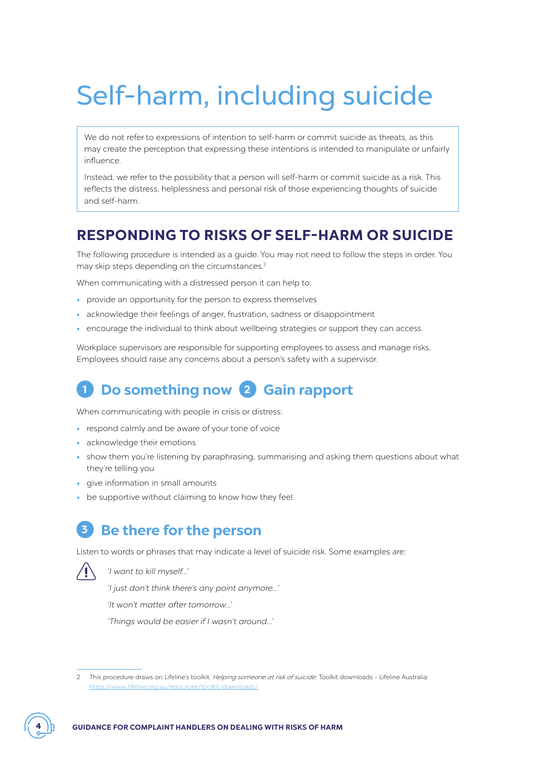# Self-harm, including suicide

> We do not refer to expressions of intention to self-harm or commit suicide as threats, as this may create the perception that expressing these intentions is intended to manipulate or unfairly influence.
>
> Instead, we refer to the possibility that a person will self-harm or commit suicide as a risk. This reflects the distress, helplessness and personal risk of those experiencing thoughts of suicide and self-harm.

## RESPONDING TO RISKS OF SELF-HARM OR SUICIDE

The following procedure is intended as a guide. You may not need to follow the steps in order. You may skip steps depending on the circumstances.[2]

When communicating with a distressed person it can help to:

- provide an opportunity for the person to express themselves
- acknowledge their feelings of anger, frustration, sadness or disappointment
- encourage the individual to think about wellbeing strategies or support they can access.

Workplace supervisors are responsible for supporting employees to assess and manage risks. Employees should raise any concerns about a person's safety with a supervisor.

### 1 Do something now 2 Gain rapport

When communicating with people in crisis or distress:

- respond calmly and be aware of your tone of voice
- acknowledge their emotions
- show them you're listening by paraphrasing, summarising and asking them questions about what they're telling you
- give information in small amounts
- be supportive without claiming to know how they feel.

### 3 Be there for the person

Listen to words or phrases that may indicate a level of suicide risk. Some examples are:

*'I want to kill myself...'*

*'I just don't think there's any point anymore...'*

*'It won't matter after tomorrow...'*

*'Things would be easier if I wasn't around...'*

---

2 This procedure draws on Lifeline's toolkit: *Helping someone at risk of suicide*: Toolkit downloads - Lifeline Australia: https://www.lifeline.org.au/resources/toolkit-downloads/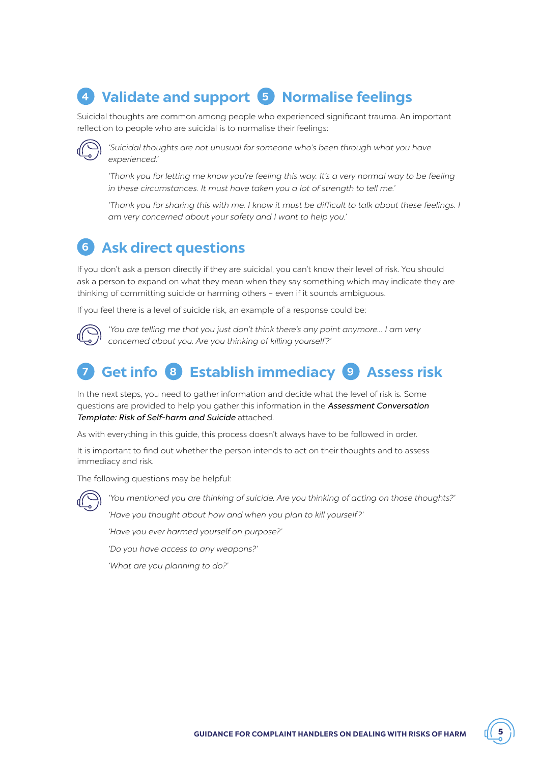## 4 Validate and support 5 Normalise feelings

Suicidal thoughts are common among people who experienced significant trauma. An important reflection to people who are suicidal is to normalise their feelings:

*'Suicidal thoughts are not unusual for someone who's been through what you have experienced.'*

*'Thank you for letting me know you're feeling this way. It's a very normal way to be feeling in these circumstances. It must have taken you a lot of strength to tell me.'*

*'Thank you for sharing this with me. I know it must be difficult to talk about these feelings. I am very concerned about your safety and I want to help you.'*

## 6 Ask direct questions

If you don't ask a person directly if they are suicidal, you can't know their level of risk. You should ask a person to expand on what they mean when they say something which may indicate they are thinking of committing suicide or harming others – even if it sounds ambiguous.

If you feel there is a level of suicide risk, an example of a response could be:

*'You are telling me that you just don't think there's any point anymore... I am very concerned about you. Are you thinking of killing yourself?'*

## 7 Get info 8 Establish immediacy 9 Assess risk

In the next steps, you need to gather information and decide what the level of risk is. Some questions are provided to help you gather this information in the ***Assessment Conversation Template: Risk of Self-harm and Suicide*** attached.

As with everything in this guide, this process doesn't always have to be followed in order.

It is important to find out whether the person intends to act on their thoughts and to assess immediacy and risk.

The following questions may be helpful:

*'You mentioned you are thinking of suicide. Are you thinking of acting on those thoughts?'*

*'Have you thought about how and when you plan to kill yourself?'*

*'Have you ever harmed yourself on purpose?'*

*'Do you have access to any weapons?'*

*'What are you planning to do?'*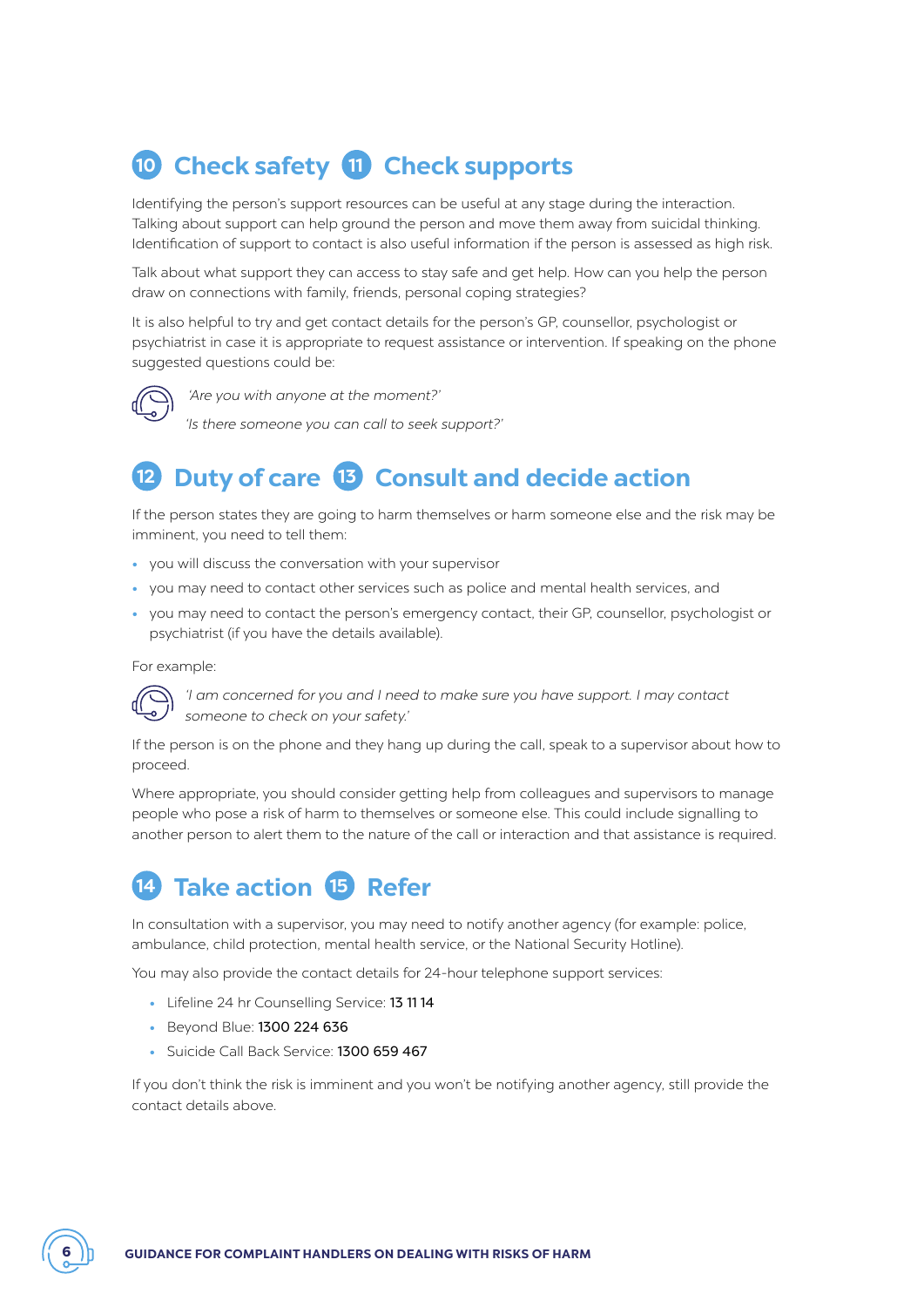## 10 Check safety 11 Check supports

Identifying the person's support resources can be useful at any stage during the interaction. Talking about support can help ground the person and move them away from suicidal thinking. Identification of support to contact is also useful information if the person is assessed as high risk.

Talk about what support they can access to stay safe and get help. How can you help the person draw on connections with family, friends, personal coping strategies?

It is also helpful to try and get contact details for the person's GP, counsellor, psychologist or psychiatrist in case it is appropriate to request assistance or intervention. If speaking on the phone suggested questions could be:

*'Are you with anyone at the moment?'*

*'Is there someone you can call to seek support?'*

## 12 Duty of care 13 Consult and decide action

If the person states they are going to harm themselves or harm someone else and the risk may be imminent, you need to tell them:

- you will discuss the conversation with your supervisor
- you may need to contact other services such as police and mental health services, and
- you may need to contact the person's emergency contact, their GP, counsellor, psychologist or psychiatrist (if you have the details available).

For example:

*'I am concerned for you and I need to make sure you have support. I may contact someone to check on your safety.'*

If the person is on the phone and they hang up during the call, speak to a supervisor about how to proceed.

Where appropriate, you should consider getting help from colleagues and supervisors to manage people who pose a risk of harm to themselves or someone else. This could include signalling to another person to alert them to the nature of the call or interaction and that assistance is required.

## 14 Take action 15 Refer

In consultation with a supervisor, you may need to notify another agency (for example: police, ambulance, child protection, mental health service, or the National Security Hotline).

You may also provide the contact details for 24-hour telephone support services:

- Lifeline 24 hr Counselling Service: 13 11 14
- Beyond Blue: 1300 224 636
- Suicide Call Back Service: 1300 659 467

If you don't think the risk is imminent and you won't be notifying another agency, still provide the contact details above.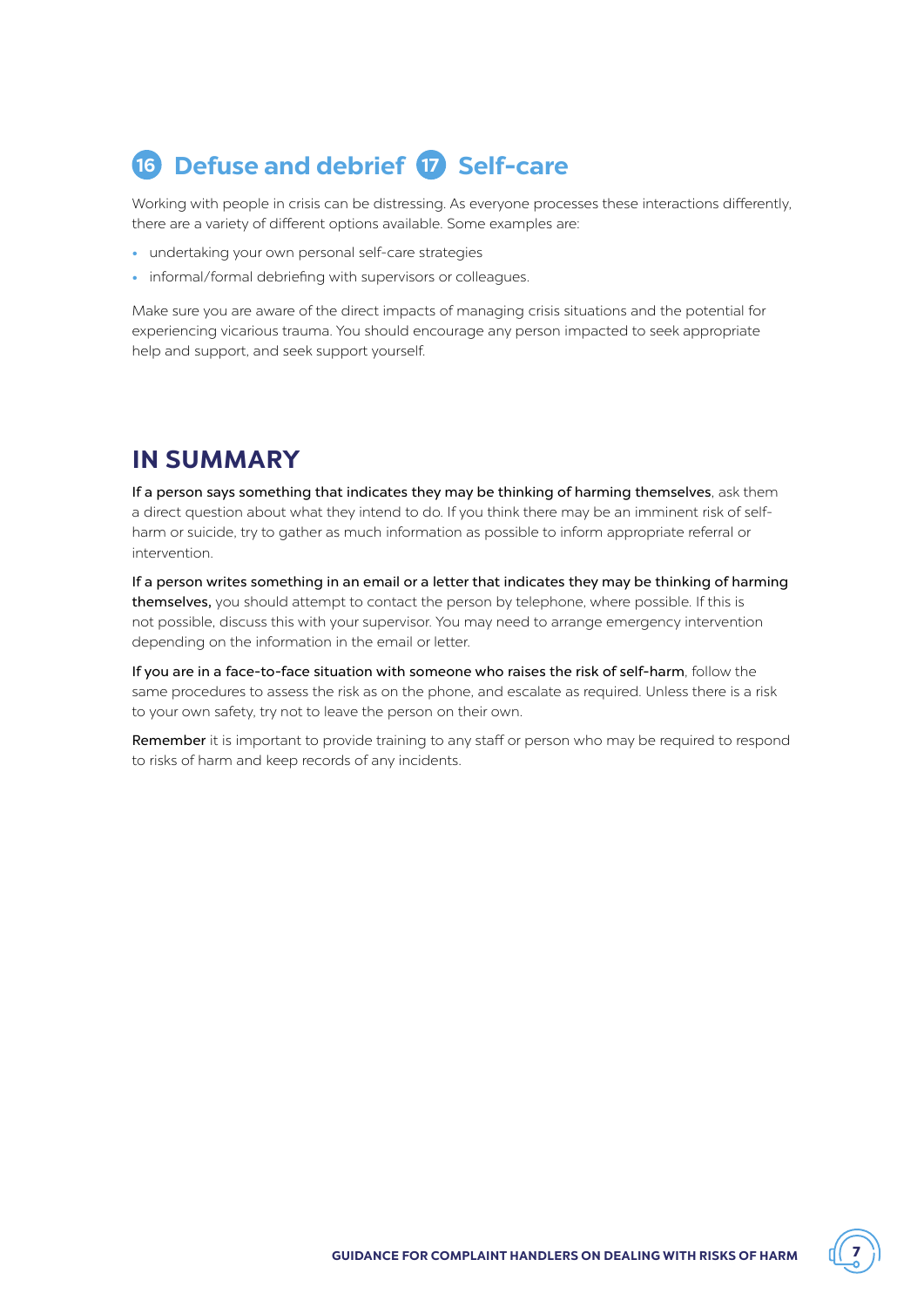## 16 Defuse and debrief 17 Self-care

Working with people in crisis can be distressing. As everyone processes these interactions differently, there are a variety of different options available. Some examples are:

- undertaking your own personal self-care strategies
- informal/formal debriefing with supervisors or colleagues.

Make sure you are aware of the direct impacts of managing crisis situations and the potential for experiencing vicarious trauma. You should encourage any person impacted to seek appropriate help and support, and seek support yourself.

## IN SUMMARY

**If a person says something that indicates they may be thinking of harming themselves**, ask them a direct question about what they intend to do. If you think there may be an imminent risk of self-harm or suicide, try to gather as much information as possible to inform appropriate referral or intervention.

**If a person writes something in an email or a letter that indicates they may be thinking of harming themselves,** you should attempt to contact the person by telephone, where possible. If this is not possible, discuss this with your supervisor. You may need to arrange emergency intervention depending on the information in the email or letter.

**If you are in a face-to-face situation with someone who raises the risk of self-harm**, follow the same procedures to assess the risk as on the phone, and escalate as required. Unless there is a risk to your own safety, try not to leave the person on their own.

**Remember** it is important to provide training to any staff or person who may be required to respond to risks of harm and keep records of any incidents.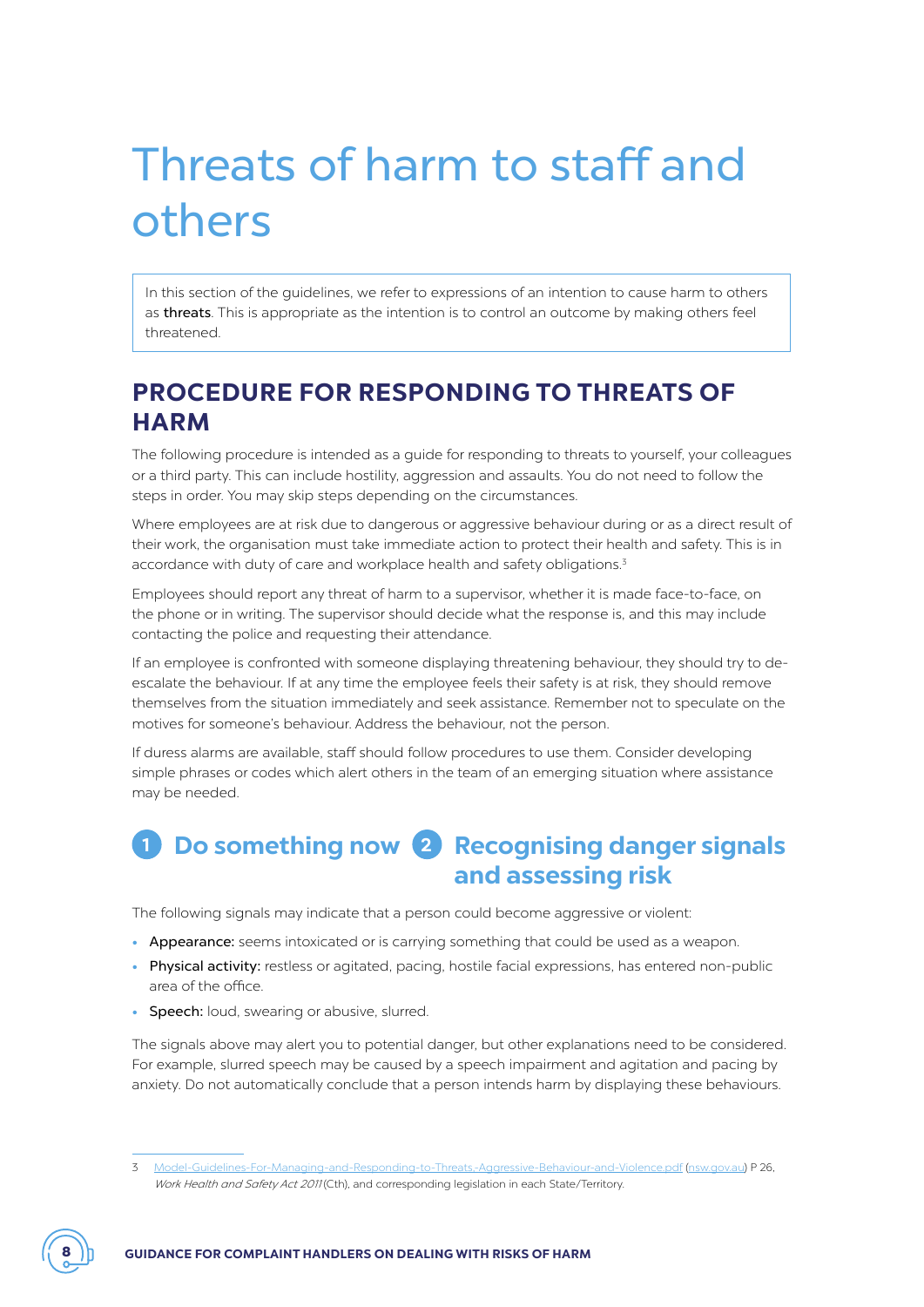# Threats of harm to staff and others

In this section of the guidelines, we refer to expressions of an intention to cause harm to others as **threats**. This is appropriate as the intention is to control an outcome by making others feel threatened.

## PROCEDURE FOR RESPONDING TO THREATS OF HARM

The following procedure is intended as a guide for responding to threats to yourself, your colleagues or a third party. This can include hostility, aggression and assaults. You do not need to follow the steps in order. You may skip steps depending on the circumstances.

Where employees are at risk due to dangerous or aggressive behaviour during or as a direct result of their work, the organisation must take immediate action to protect their health and safety. This is in accordance with duty of care and workplace health and safety obligations.[3]

Employees should report any threat of harm to a supervisor, whether it is made face-to-face, on the phone or in writing. The supervisor should decide what the response is, and this may include contacting the police and requesting their attendance.

If an employee is confronted with someone displaying threatening behaviour, they should try to de-escalate the behaviour. If at any time the employee feels their safety is at risk, they should remove themselves from the situation immediately and seek assistance. Remember not to speculate on the motives for someone's behaviour. Address the behaviour, not the person.

If duress alarms are available, staff should follow procedures to use them. Consider developing simple phrases or codes which alert others in the team of an emerging situation where assistance may be needed.

### 1 Do something now

### 2 Recognising danger signals and assessing risk

The following signals may indicate that a person could become aggressive or violent:

- **Appearance:** seems intoxicated or is carrying something that could be used as a weapon.
- **Physical activity:** restless or agitated, pacing, hostile facial expressions, has entered non-public area of the office.
- **Speech:** loud, swearing or abusive, slurred.

The signals above may alert you to potential danger, but other explanations need to be considered. For example, slurred speech may be caused by a speech impairment and agitation and pacing by anxiety. Do not automatically conclude that a person intends harm by displaying these behaviours.

---

3 Model-Guidelines-For-Managing-and-Responding-to-Threats,-Aggressive-Behaviour-and-Violence.pdf (nsw.gov.au) P 26, *Work Health and Safety Act 2011* (Cth), and corresponding legislation in each State/Territory.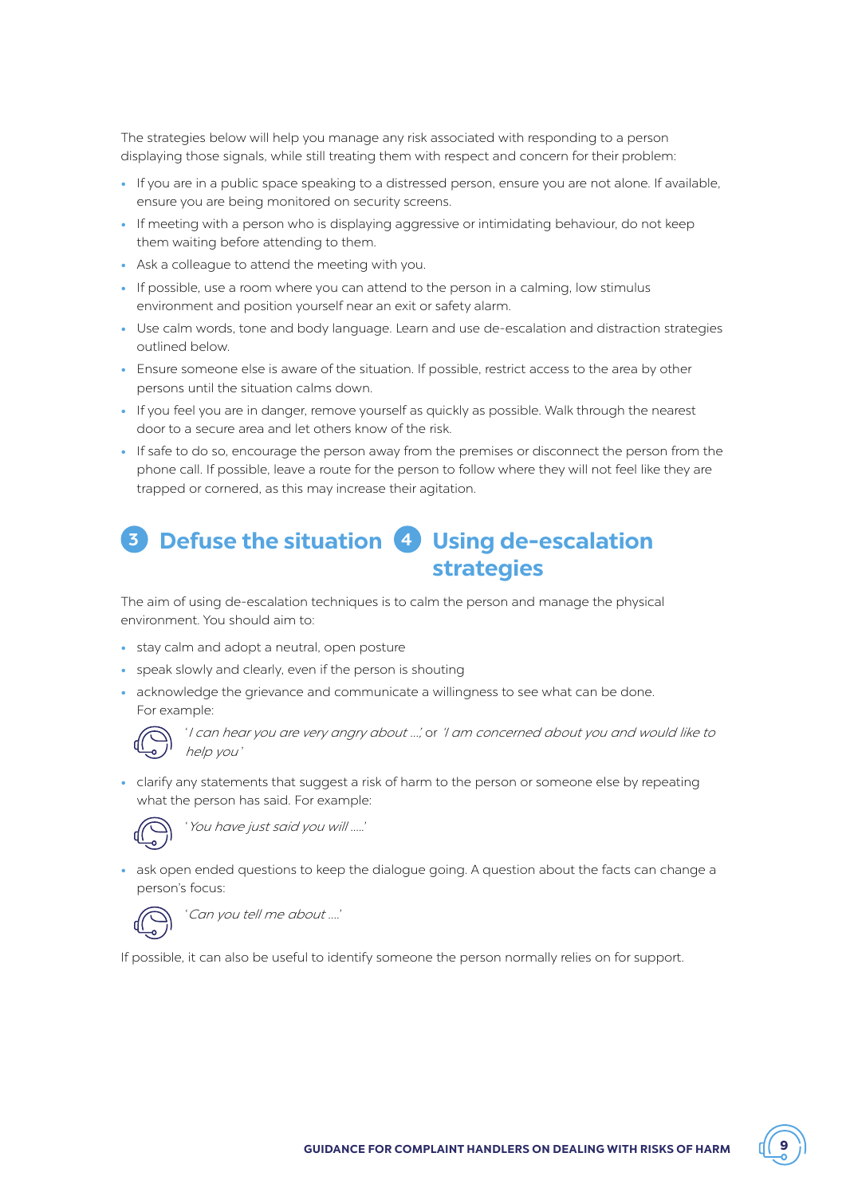The strategies below will help you manage any risk associated with responding to a person displaying those signals, while still treating them with respect and concern for their problem:

- If you are in a public space speaking to a distressed person, ensure you are not alone. If available, ensure you are being monitored on security screens.
- If meeting with a person who is displaying aggressive or intimidating behaviour, do not keep them waiting before attending to them.
- Ask a colleague to attend the meeting with you.
- If possible, use a room where you can attend to the person in a calming, low stimulus environment and position yourself near an exit or safety alarm.
- Use calm words, tone and body language. Learn and use de-escalation and distraction strategies outlined below.
- Ensure someone else is aware of the situation. If possible, restrict access to the area by other persons until the situation calms down.
- If you feel you are in danger, remove yourself as quickly as possible. Walk through the nearest door to a secure area and let others know of the risk.
- If safe to do so, encourage the person away from the premises or disconnect the person from the phone call. If possible, leave a route for the person to follow where they will not feel like they are trapped or cornered, as this may increase their agitation.

## 3 Defuse the situation

## 4 Using de-escalation strategies

The aim of using de-escalation techniques is to calm the person and manage the physical environment. You should aim to:

- stay calm and adopt a neutral, open posture
- speak slowly and clearly, even if the person is shouting
- acknowledge the grievance and communicate a willingness to see what can be done. For example:

  *'I can hear you are very angry about ...,'* or *'I am concerned about you and would like to help you'*

- clarify any statements that suggest a risk of harm to the person or someone else by repeating what the person has said. For example:

  *'You have just said you will .....'*

- ask open ended questions to keep the dialogue going. A question about the facts can change a person's focus:

  *'Can you tell me about ....'*

If possible, it can also be useful to identify someone the person normally relies on for support.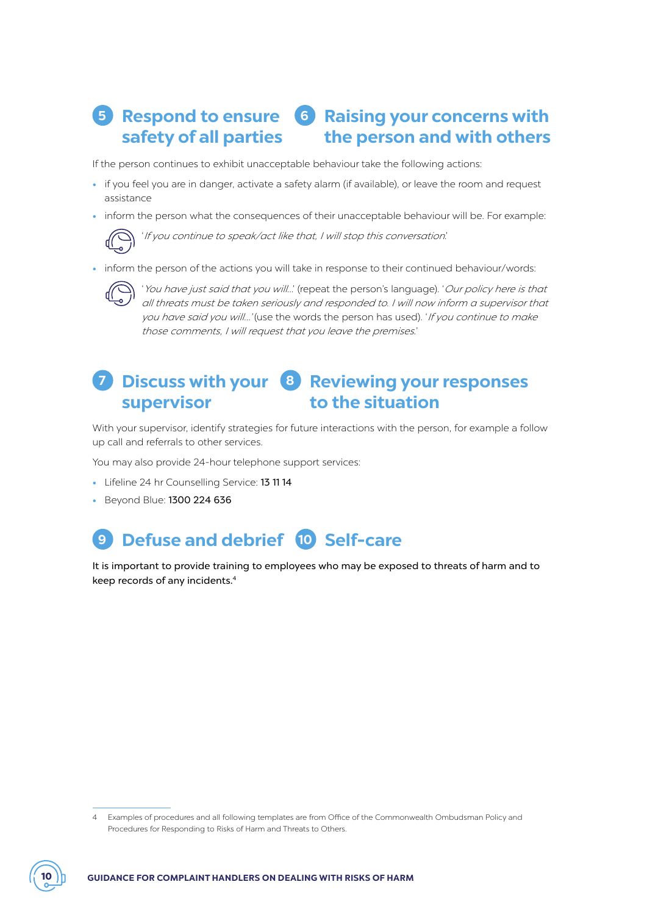## 5 Respond to ensure safety of all parties

## 6 Raising your concerns with the person and with others

If the person continues to exhibit unacceptable behaviour take the following actions:

- if you feel you are in danger, activate a safety alarm (if available), or leave the room and request assistance
- inform the person what the consequences of their unacceptable behaviour will be. For example:

  '*If you continue to speak/act like that, I will stop this conversation*.'

- inform the person of the actions you will take in response to their continued behaviour/words:

  '*You have just said that you will...*' (repeat the person's language). '*Our policy here is that all threats must be taken seriously and responded to. I will now inform a supervisor that you have said you will...*' (use the words the person has used). '*If you continue to make those comments, I will request that you leave the premises*.'

## 7 Discuss with your supervisor

## 8 Reviewing your responses to the situation

With your supervisor, identify strategies for future interactions with the person, for example a follow up call and referrals to other services.

You may also provide 24-hour telephone support services:

- Lifeline 24 hr Counselling Service: 13 11 14
- Beyond Blue: 1300 224 636

## 9 Defuse and debrief

## 10 Self-care

It is important to provide training to employees who may be exposed to threats of harm and to keep records of any incidents.[4]

---

4 Examples of procedures and all following templates are from Office of the Commonwealth Ombudsman Policy and Procedures for Responding to Risks of Harm and Threats to Others.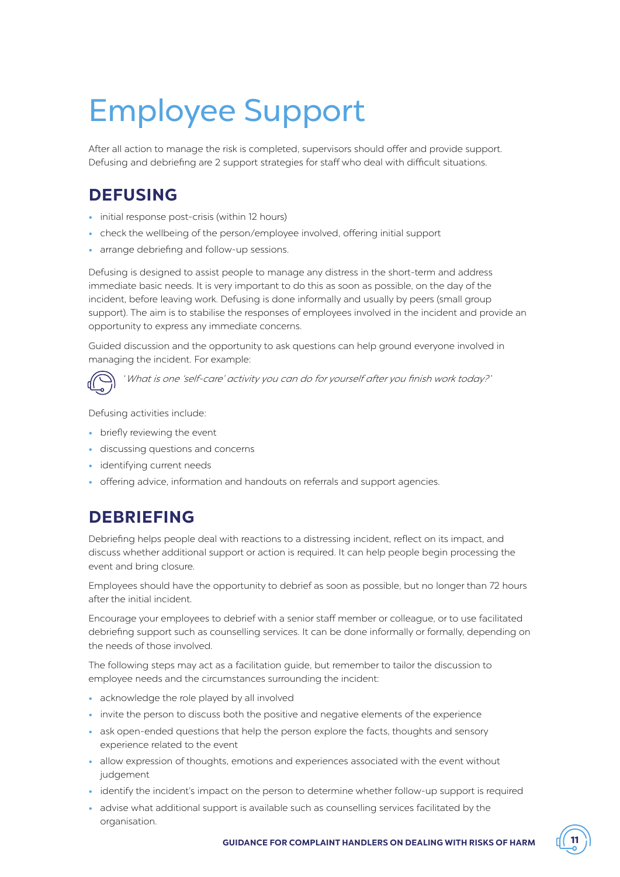# Employee Support

After all action to manage the risk is completed, supervisors should offer and provide support. Defusing and debriefing are 2 support strategies for staff who deal with difficult situations.

## DEFUSING

- initial response post-crisis (within 12 hours)
- check the wellbeing of the person/employee involved, offering initial support
- arrange debriefing and follow-up sessions.

Defusing is designed to assist people to manage any distress in the short-term and address immediate basic needs. It is very important to do this as soon as possible, on the day of the incident, before leaving work. Defusing is done informally and usually by peers (small group support). The aim is to stabilise the responses of employees involved in the incident and provide an opportunity to express any immediate concerns.

Guided discussion and the opportunity to ask questions can help ground everyone involved in managing the incident. For example:

*'What is one 'self-care' activity you can do for yourself after you finish work today?'*

Defusing activities include:

- briefly reviewing the event
- discussing questions and concerns
- identifying current needs
- offering advice, information and handouts on referrals and support agencies.

## DEBRIEFING

Debriefing helps people deal with reactions to a distressing incident, reflect on its impact, and discuss whether additional support or action is required. It can help people begin processing the event and bring closure.

Employees should have the opportunity to debrief as soon as possible, but no longer than 72 hours after the initial incident.

Encourage your employees to debrief with a senior staff member or colleague, or to use facilitated debriefing support such as counselling services. It can be done informally or formally, depending on the needs of those involved.

The following steps may act as a facilitation guide, but remember to tailor the discussion to employee needs and the circumstances surrounding the incident:

- acknowledge the role played by all involved
- invite the person to discuss both the positive and negative elements of the experience
- ask open-ended questions that help the person explore the facts, thoughts and sensory experience related to the event
- allow expression of thoughts, emotions and experiences associated with the event without judgement
- identify the incident's impact on the person to determine whether follow-up support is required
- advise what additional support is available such as counselling services facilitated by the organisation.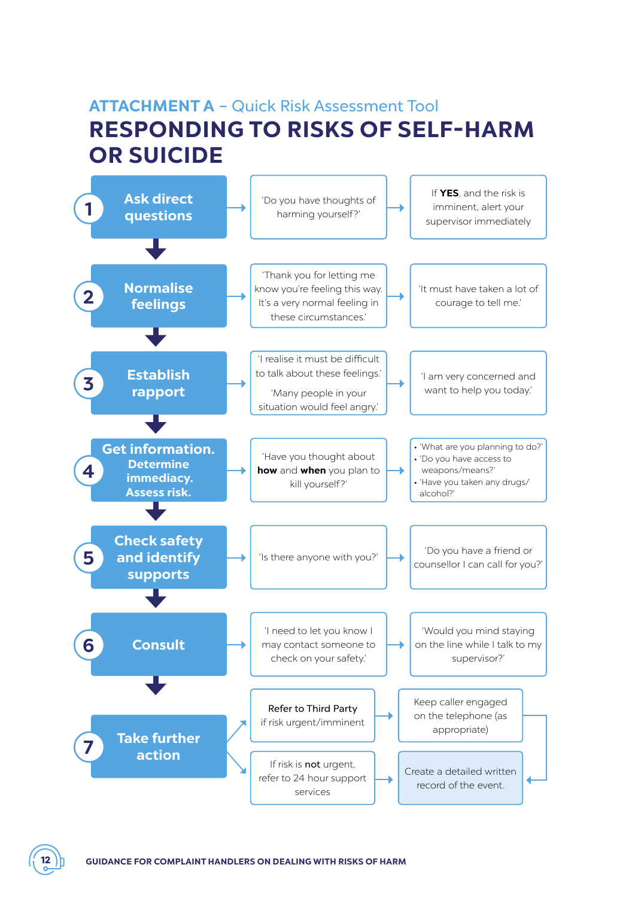ATTACHMENT A – Quick Risk Assessment Tool

# RESPONDING TO RISKS OF SELF-HARM OR SUICIDE

| Step | Example | Further example / action |
|---|---|---|
| **1 Ask direct questions** | 'Do you have thoughts of harming yourself?' | If **YES**, and the risk is imminent, alert your supervisor immediately |
| **2 Normalise feelings** | 'Thank you for letting me know you're feeling this way. It's a very normal feeling in these circumstances.' | 'It must have taken a lot of courage to tell me.' |
| **3 Establish rapport** | 'I realise it must be difficult to talk about these feelings.' 'Many people in your situation would feel angry.' | 'I am very concerned and want to help you today.' |
| **4 Get information. Determine immediacy. Assess risk.** | 'Have you thought about **how** and **when** you plan to kill yourself?' | • 'What are you planning to do?' • 'Do you have access to weapons/means?' • 'Have you taken any drugs/alcohol?' |
| **5 Check safety and identify supports** | 'Is there anyone with you?' | 'Do you have a friend or counsellor I can call for you?' |
| **6 Consult** | 'I need to let you know I may contact someone to check on your safety.' | 'Would you mind staying on the line while I talk to my supervisor?' |
| **7 Take further action** | Refer to Third Party if risk urgent/imminent | Keep caller engaged on the telephone (as appropriate) → Create a detailed written record of the event. |
| | If risk is **not** urgent, refer to 24 hour support services | Create a detailed written record of the event. |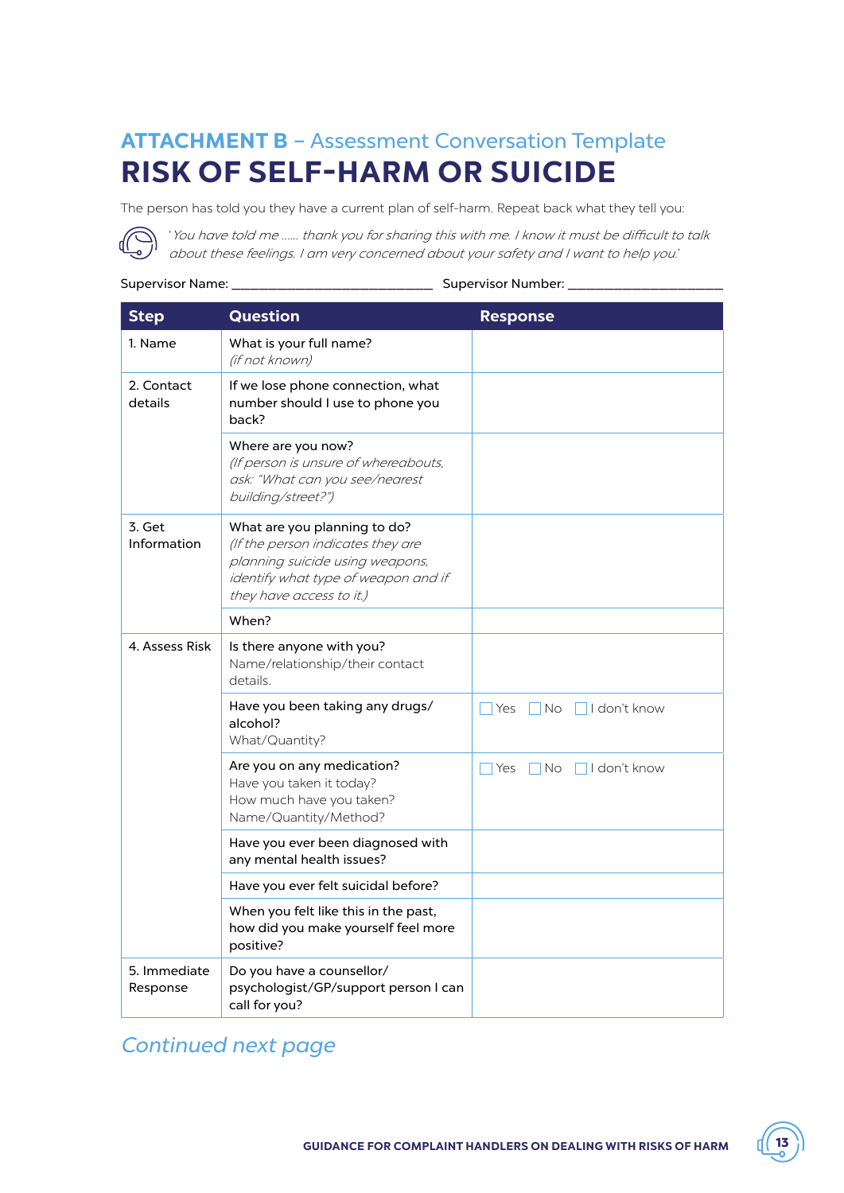## ATTACHMENT B – Assessment Conversation Template

# RISK OF SELF-HARM OR SUICIDE

The person has told you they have a current plan of self-harm. Repeat back what they tell you:

*'You have told me ...... thank you for sharing this with me. I know it must be difficult to talk about these feelings. I am very concerned about your safety and I want to help you.'*

Supervisor Name: ______________________________ Supervisor Number: ________________________

| Step | Question | Response |
|---|---|---|
| 1. Name | What is your full name? *(if not known)* | |
| 2. Contact details | If we lose phone connection, what number should I use to phone you back? | |
| | Where are you now? *(If person is unsure of whereabouts, ask: "What can you see/nearest building/street?")* | |
| 3. Get Information | What are you planning to do? *(If the person indicates they are planning suicide using weapons, identify what type of weapon and if they have access to it.)* | |
| | When? | |
| 4. Assess Risk | Is there anyone with you? Name/relationship/their contact details. | |
| | Have you been taking any drugs/ alcohol? What/Quantity? | ☐ Yes ☐ No ☐ I don't know |
| | Are you on any medication? Have you taken it today? How much have you taken? Name/Quantity/Method? | ☐ Yes ☐ No ☐ I don't know |
| | Have you ever been diagnosed with any mental health issues? | |
| | Have you ever felt suicidal before? | |
| | When you felt like this in the past, how did you make yourself feel more positive? | |
| 5. Immediate Response | Do you have a counsellor/ psychologist/GP/support person I can call for you? | |

*Continued next page*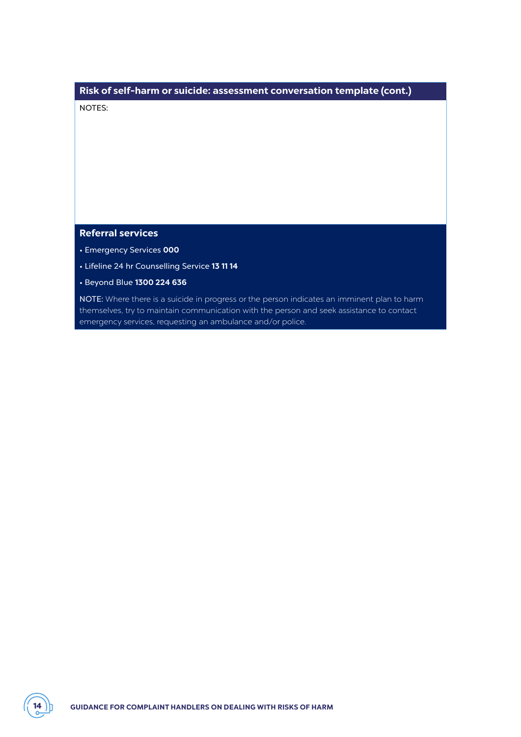## Risk of self-harm or suicide: assessment conversation template (cont.)

NOTES:

## Referral services

- Emergency Services **000**
- Lifeline 24 hr Counselling Service **13 11 14**
- Beyond Blue **1300 224 636**

NOTE: Where there is a suicide in progress or the person indicates an imminent plan to harm themselves, try to maintain communication with the person and seek assistance to contact emergency services, requesting an ambulance and/or police.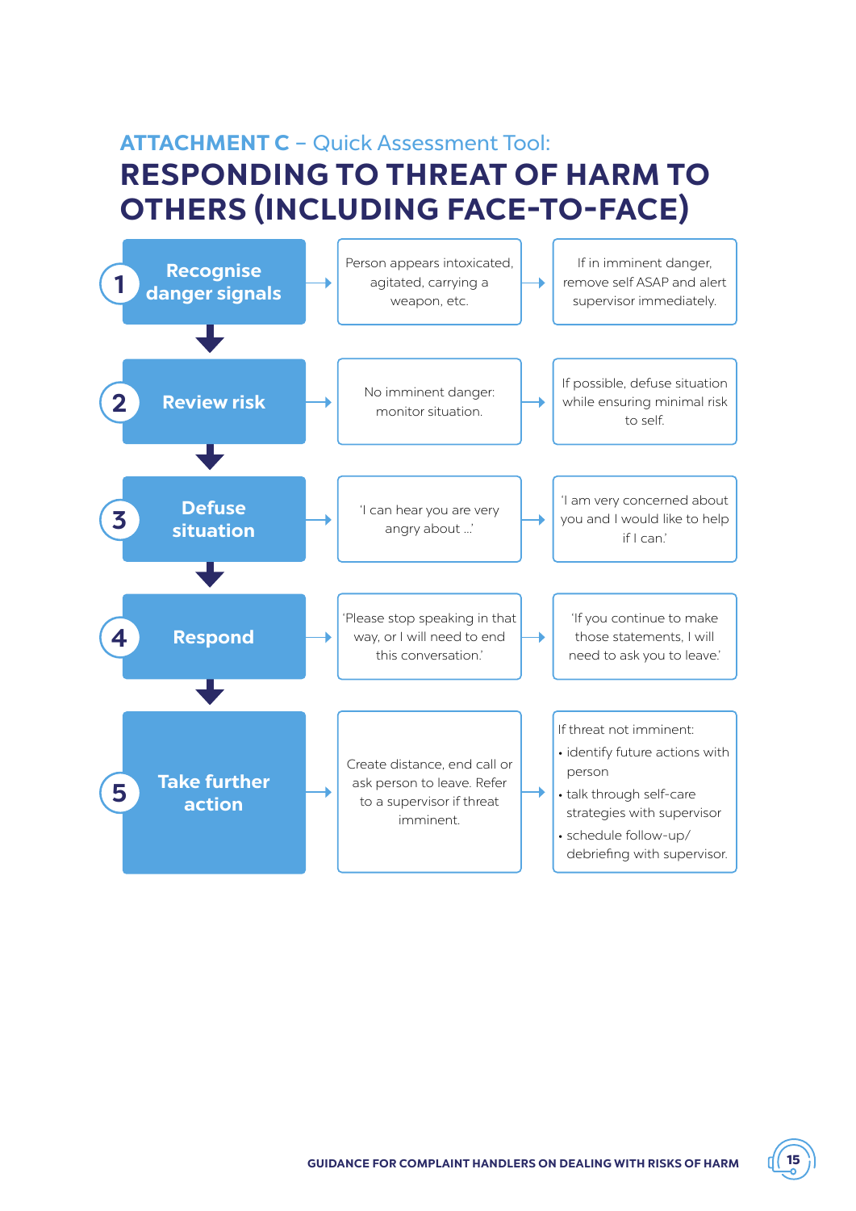**ATTACHMENT C** – Quick Assessment Tool:

# RESPONDING TO THREAT OF HARM TO OTHERS (INCLUDING FACE-TO-FACE)

| Step | | |
|---|---|---|
| **1 Recognise danger signals** | Person appears intoxicated, agitated, carrying a weapon, etc. | If in imminent danger, remove self ASAP and alert supervisor immediately. |
| **2 Review risk** | No imminent danger: monitor situation. | If possible, defuse situation while ensuring minimal risk to self. |
| **3 Defuse situation** | 'I can hear you are very angry about ...' | 'I am very concerned about you and I would like to help if I can.' |
| **4 Respond** | 'Please stop speaking in that way, or I will need to end this conversation.' | 'If you continue to make those statements, I will need to ask you to leave.' |
| **5 Take further action** | Create distance, end call or ask person to leave. Refer to a supervisor if threat imminent. | If threat not imminent: <br>• identify future actions with person <br>• talk through self-care strategies with supervisor <br>• schedule follow-up/ debriefing with supervisor. |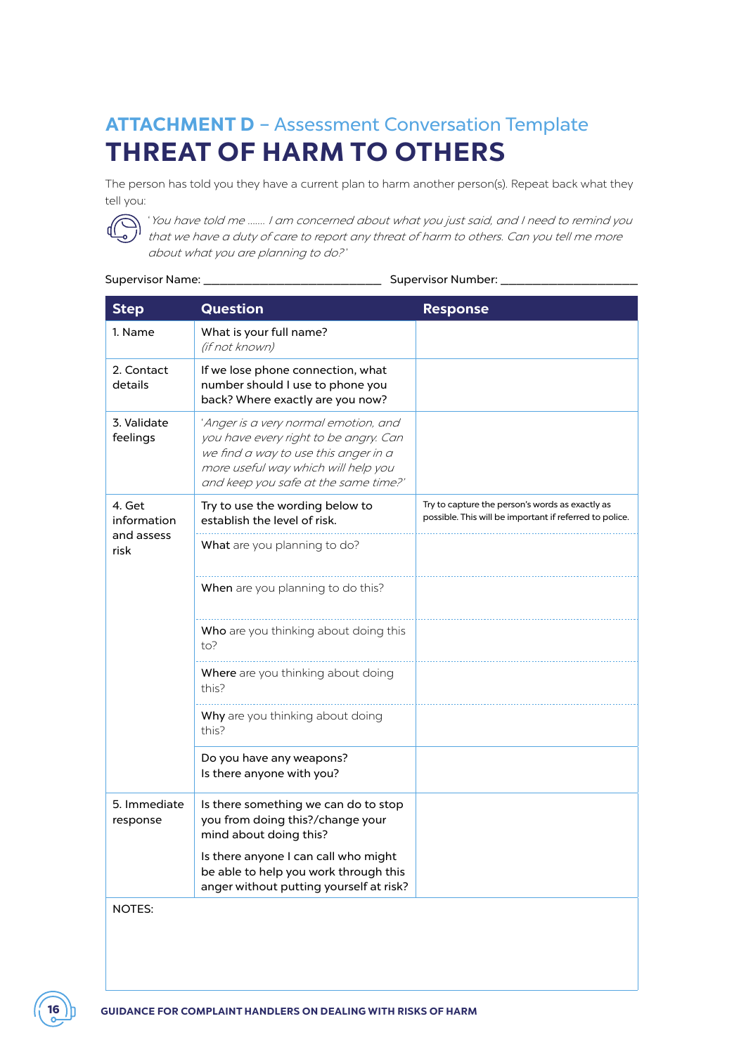## ATTACHMENT D – Assessment Conversation Template

# THREAT OF HARM TO OTHERS

The person has told you they have a current plan to harm another person(s). Repeat back what they tell you:

*'You have told me ....... I am concerned about what you just said, and I need to remind you that we have a duty of care to report any threat of harm to others. Can you tell me more about what you are planning to do?'*

Supervisor Name: ______________________________ Supervisor Number: ______________________

| Step | Question | Response |
|---|---|---|
| 1. Name | What is your full name? *(if not known)* | |
| 2. Contact details | If we lose phone connection, what number should I use to phone you back? Where exactly are you now? | |
| 3. Validate feelings | *'Anger is a very normal emotion, and you have every right to be angry. Can we find a way to use this anger in a more useful way which will help you and keep you safe at the same time?'* | |
| 4. Get information and assess risk | Try to use the wording below to establish the level of risk. | Try to capture the person's words as exactly as possible. This will be important if referred to police. |
| | **What** are you planning to do? | |
| | **When** are you planning to do this? | |
| | **Who** are you thinking about doing this to? | |
| | **Where** are you thinking about doing this? | |
| | **Why** are you thinking about doing this? | |
| | Do you have any weapons? Is there anyone with you? | |
| 5. Immediate response | Is there something we can do to stop you from doing this?/change your mind about doing this? Is there anyone I can call who might be able to help you work through this anger without putting yourself at risk? | |

NOTES: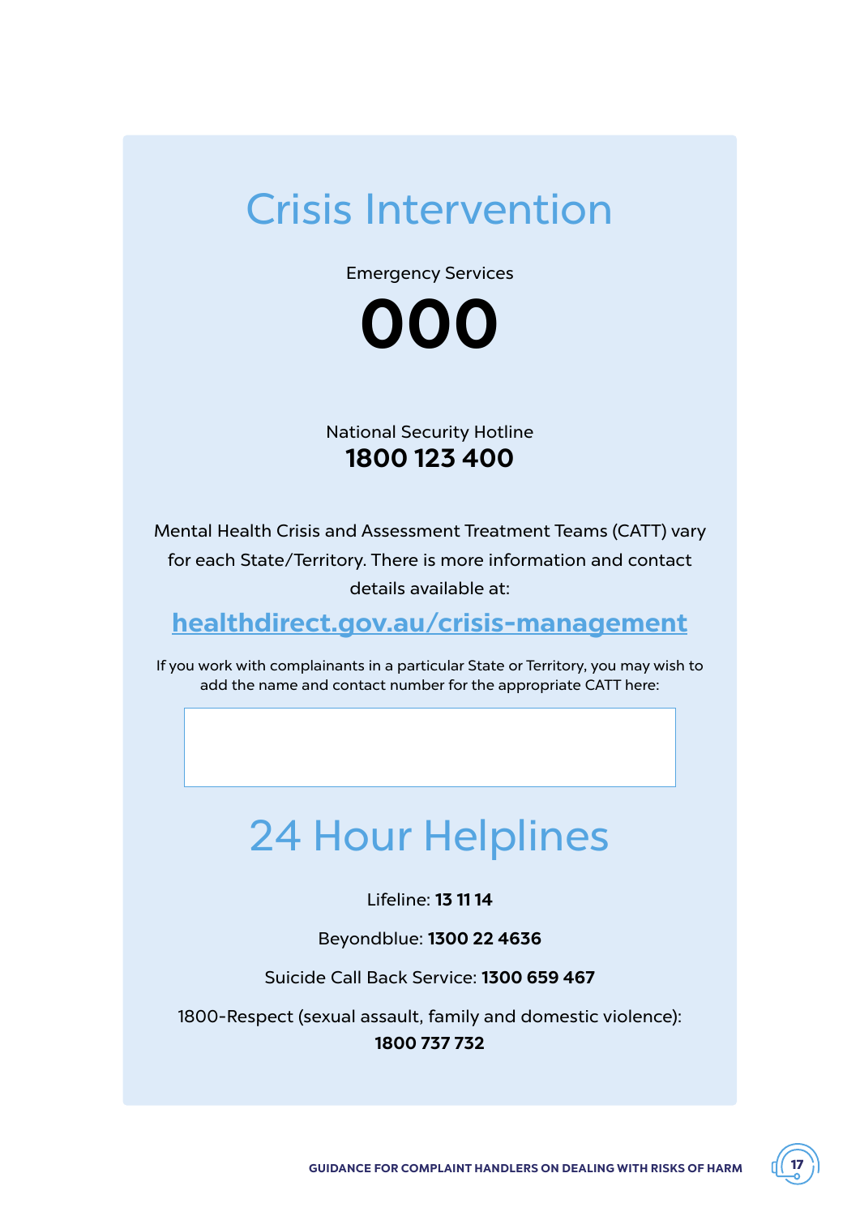# Crisis Intervention

Emergency Services

**000**

National Security Hotline

**1800 123 400**

Mental Health Crisis and Assessment Treatment Teams (CATT) vary for each State/Territory. There is more information and contact details available at:

**healthdirect.gov.au/crisis-management**

If you work with complainants in a particular State or Territory, you may wish to add the name and contact number for the appropriate CATT here:

# 24 Hour Helplines

Lifeline: **13 11 14**

Beyondblue: **1300 22 4636**

Suicide Call Back Service: **1300 659 467**

1800-Respect (sexual assault, family and domestic violence): **1800 737 732**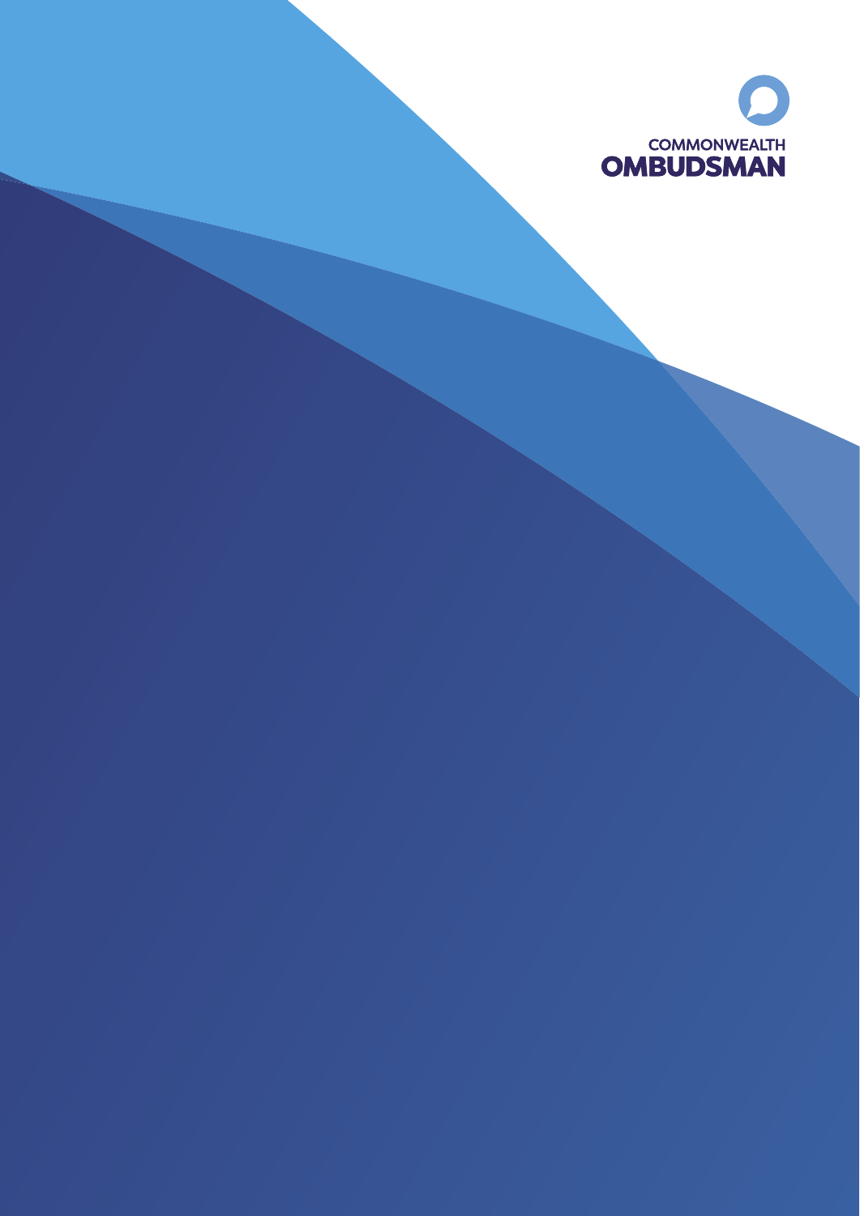COMMONWEALTH
OMBUDSMAN